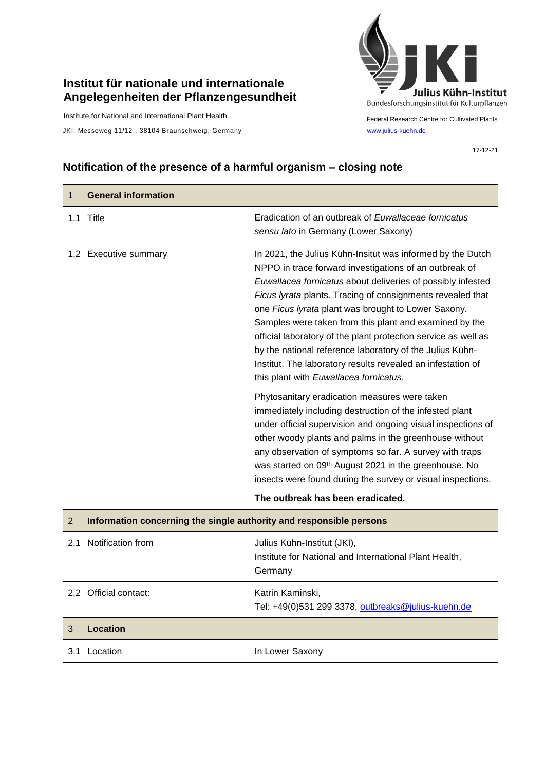**Institut für nationale und internationale Angelegenheiten der Pflanzengesundheit**

Institute for National and International Plant Health

JKI, Messeweg 11/12 , 38104 Braunschweig, Germany

Julius Kühn-Institut
Bundesforschungsinstitut für Kulturpflanzen

Federal Research Centre for Cultivated Plants
www.julius-kuehn.de

17-12-21

## Notification of the presence of a harmful organism – closing note

| 1 **General information** | |
|---|---|
| 1.1 Title | Eradication of an outbreak of *Euwallaceae fornicatus sensu lato* in Germany (Lower Saxony) |
| 1.2 Executive summary | In 2021, the Julius Kühn-Insitut was informed by the Dutch NPPO in trace forward investigations of an outbreak of *Euwallacea fornicatus* about deliveries of possibly infested *Ficus lyrata* plants. Tracing of consignments revealed that one *Ficus lyrata* plant was brought to Lower Saxony. Samples were taken from this plant and examined by the official laboratory of the plant protection service as well as by the national reference laboratory of the Julius Kühn-Institut. The laboratory results revealed an infestation of this plant with *Euwallacea fornicatus*.<br><br>Phytosanitary eradication measures were taken immediately including destruction of the infested plant under official supervision and ongoing visual inspections of other woody plants and palms in the greenhouse without any observation of symptoms so far. A survey with traps was started on 09th August 2021 in the greenhouse. No insects were found during the survey or visual inspections.<br><br>**The outbreak has been eradicated.** |
| 2 **Information concerning the single authority and responsible persons** | |
| 2.1 Notification from | Julius Kühn-Institut (JKI),<br>Institute for National and International Plant Health, Germany |
| 2.2 Official contact: | Katrin Kaminski,<br>Tel: +49(0)531 299 3378, outbreaks@julius-kuehn.de |
| 3 **Location** | |
| 3.1 Location | In Lower Saxony |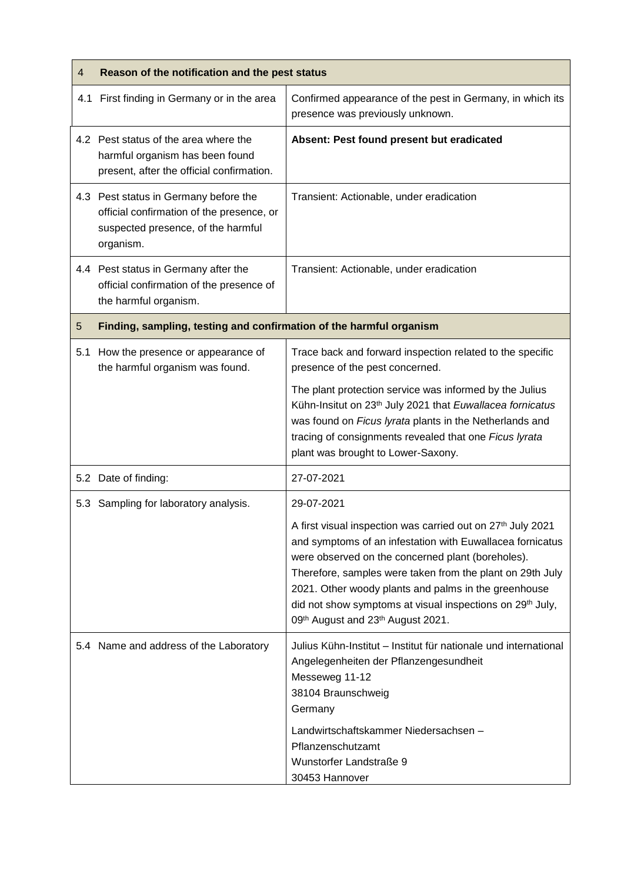| 4 | Reason of the notification and the pest status |
|---|---|
| 4.1 First finding in Germany or in the area | Confirmed appearance of the pest in Germany, in which its presence was previously unknown. |
| 4.2 Pest status of the area where the harmful organism has been found present, after the official confirmation. | **Absent: Pest found present but eradicated** |
| 4.3 Pest status in Germany before the official confirmation of the presence, or suspected presence, of the harmful organism. | Transient: Actionable, under eradication |
| 4.4 Pest status in Germany after the official confirmation of the presence of the harmful organism. | Transient: Actionable, under eradication |
| **5** | **Finding, sampling, testing and confirmation of the harmful organism** |
| 5.1 How the presence or appearance of the harmful organism was found. | Trace back and forward inspection related to the specific presence of the pest concerned.<br><br>The plant protection service was informed by the Julius Kühn-Insitut on 23th July 2021 that *Euwallacea fornicatus* was found on *Ficus lyrata* plants in the Netherlands and tracing of consignments revealed that one *Ficus lyrata* plant was brought to Lower-Saxony. |
| 5.2 Date of finding: | 27-07-2021 |
| 5.3 Sampling for laboratory analysis. | 29-07-2021<br><br>A first visual inspection was carried out on 27th July 2021 and symptoms of an infestation with Euwallacea fornicatus were observed on the concerned plant (boreholes). Therefore, samples were taken from the plant on 29th July 2021. Other woody plants and palms in the greenhouse did not show symptoms at visual inspections on 29th July, 09th August and 23th August 2021. |
| 5.4 Name and address of the Laboratory | Julius Kühn-Institut – Institut für nationale und international Angelegenheiten der Pflanzengesundheit<br>Messeweg 11-12<br>38104 Braunschweig<br>Germany<br><br>Landwirtschaftskammer Niedersachsen – Pflanzenschutzamt<br>Wunstorfer Landstraße 9<br>30453 Hannover |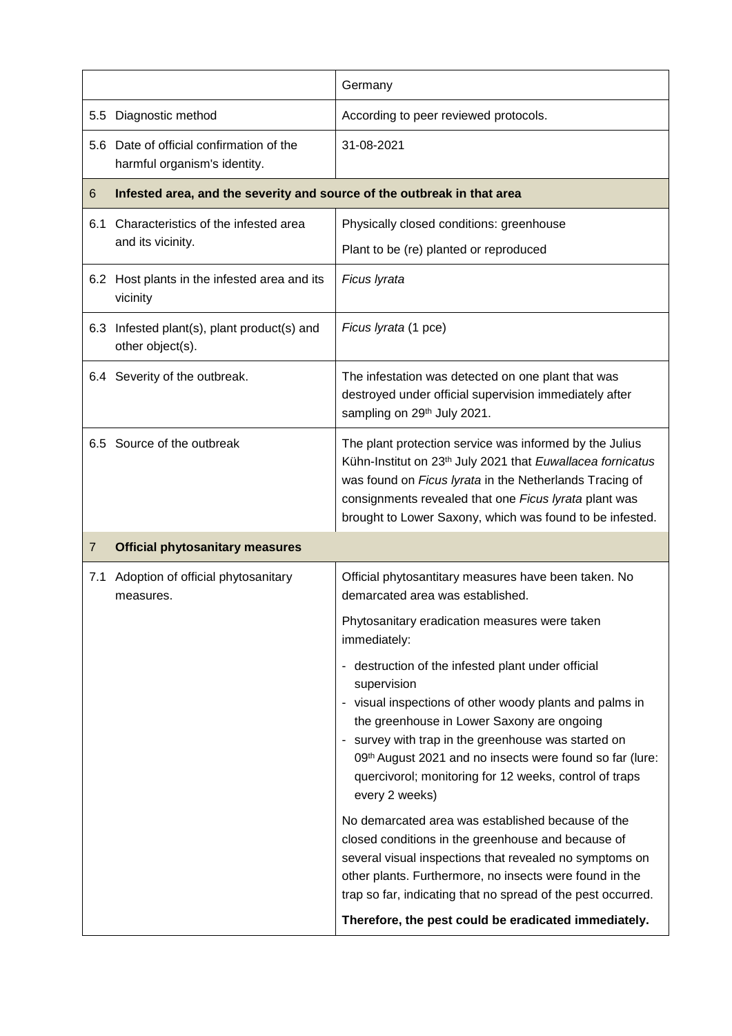| | |
|---|---|
| | Germany |
| 5.5 Diagnostic method | According to peer reviewed protocols. |
| 5.6 Date of official confirmation of the harmful organism's identity. | 31-08-2021 |
| **6 Infested area, and the severity and source of the outbreak in that area** | |
| 6.1 Characteristics of the infested area and its vicinity. | Physically closed conditions: greenhouse<br>Plant to be (re) planted or reproduced |
| 6.2 Host plants in the infested area and its vicinity | *Ficus lyrata* |
| 6.3 Infested plant(s), plant product(s) and other object(s). | *Ficus lyrata* (1 pce) |
| 6.4 Severity of the outbreak. | The infestation was detected on one plant that was destroyed under official supervision immediately after sampling on 29th July 2021. |
| 6.5 Source of the outbreak | The plant protection service was informed by the Julius Kühn-Institut on 23th July 2021 that *Euwallacea fornicatus* was found on *Ficus lyrata* in the Netherlands Tracing of consignments revealed that one *Ficus lyrata* plant was brought to Lower Saxony, which was found to be infested. |
| **7 Official phytosanitary measures** | |
| 7.1 Adoption of official phytosanitary measures. | Official phytosantitary measures have been taken. No demarcated area was established.<br>Phytosanitary eradication measures were taken immediately:<br>- destruction of the infested plant under official supervision<br>- visual inspections of other woody plants and palms in the greenhouse in Lower Saxony are ongoing<br>- survey with trap in the greenhouse was started on 09th August 2021 and no insects were found so far (lure: quercivorol; monitoring for 12 weeks, control of traps every 2 weeks)<br>No demarcated area was established because of the closed conditions in the greenhouse and because of several visual inspections that revealed no symptoms on other plants. Furthermore, no insects were found in the trap so far, indicating that no spread of the pest occurred.<br>**Therefore, the pest could be eradicated immediately.** |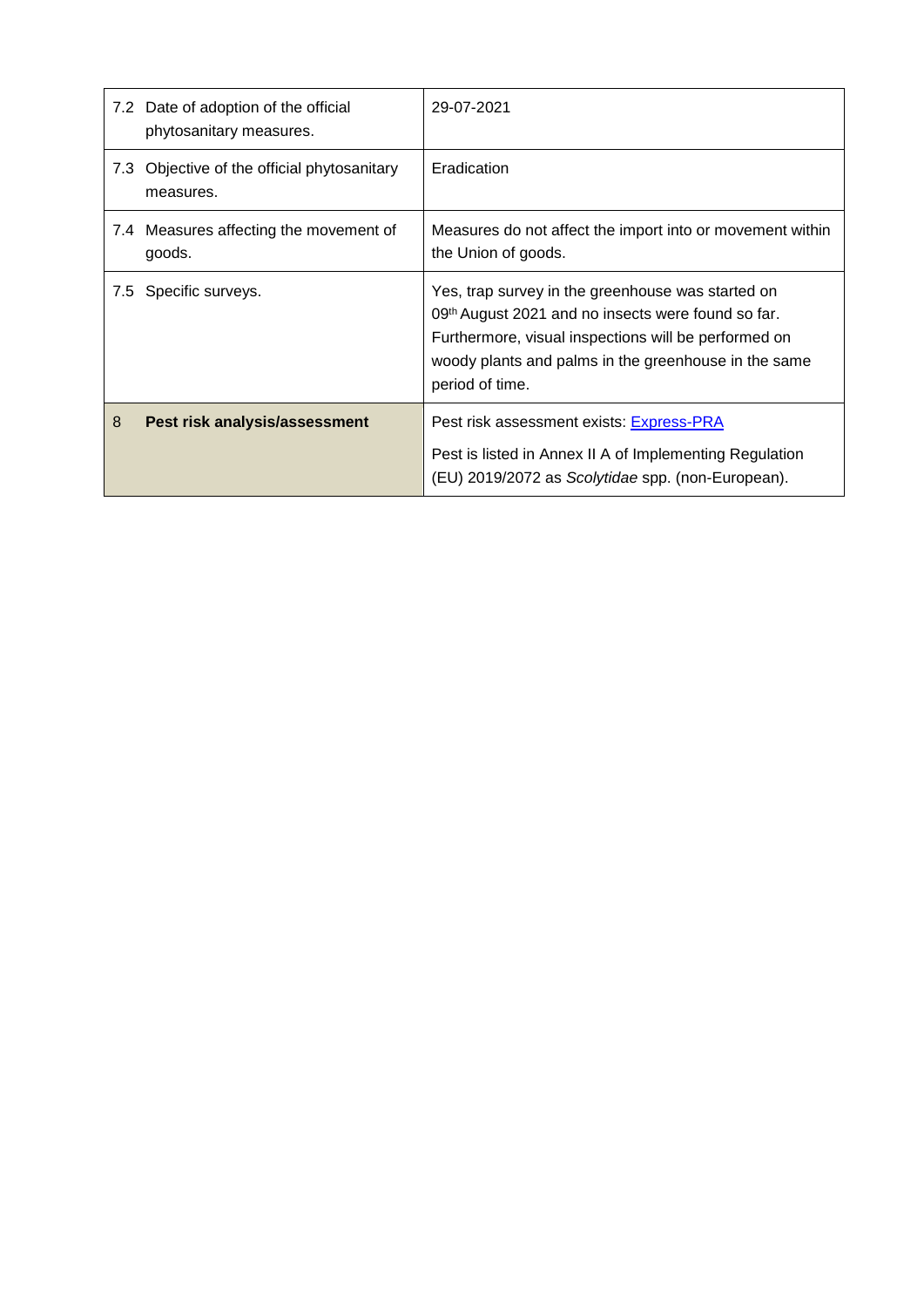| | |
|---|---|
| 7.2 Date of adoption of the official phytosanitary measures. | 29-07-2021 |
| 7.3 Objective of the official phytosanitary measures. | Eradication |
| 7.4 Measures affecting the movement of goods. | Measures do not affect the import into or movement within the Union of goods. |
| 7.5 Specific surveys. | Yes, trap survey in the greenhouse was started on 09th August 2021 and no insects were found so far. Furthermore, visual inspections will be performed on woody plants and palms in the greenhouse in the same period of time. |
| 8 **Pest risk analysis/assessment** | Pest risk assessment exists: [Express-PRA](Express-PRA)<br><br>Pest is listed in Annex II A of Implementing Regulation (EU) 2019/2072 as *Scolytidae* spp. (non-European). |